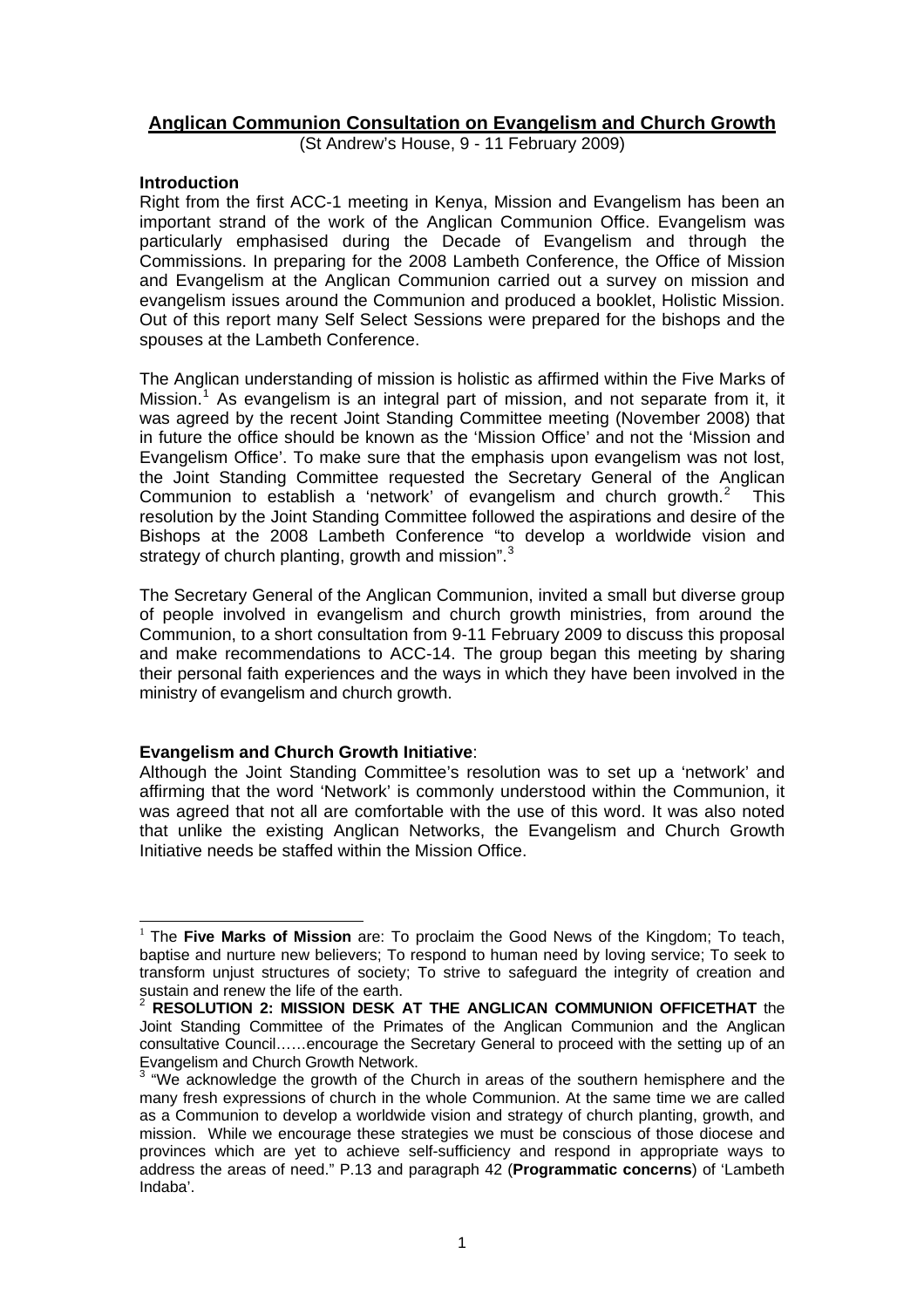# Anglican Communion Consultation on Evangelism and Church Growth

(St Andrew's House, 9 - 11 February 2009)

**Introduction**

Right from the first ACC-1 meeting in Kenya, Mission and Evangelism has been an important strand of the work of the Anglican Communion Office. Evangelism was particularly emphasised during the Decade of Evangelism and through the Commissions. In preparing for the 2008 Lambeth Conference, the Office of Mission and Evangelism at the Anglican Communion carried out a survey on mission and evangelism issues around the Communion and produced a booklet, Holistic Mission. Out of this report many Self Select Sessions were prepared for the bishops and the spouses at the Lambeth Conference.

The Anglican understanding of mission is holistic as affirmed within the Five Marks of Mission.[1] As evangelism is an integral part of mission, and not separate from it, it was agreed by the recent Joint Standing Committee meeting (November 2008) that in future the office should be known as the 'Mission Office' and not the 'Mission and Evangelism Office'. To make sure that the emphasis upon evangelism was not lost, the Joint Standing Committee requested the Secretary General of the Anglican Communion to establish a 'network' of evangelism and church growth.[2] This resolution by the Joint Standing Committee followed the aspirations and desire of the Bishops at the 2008 Lambeth Conference "to develop a worldwide vision and strategy of church planting, growth and mission".[3]

The Secretary General of the Anglican Communion, invited a small but diverse group of people involved in evangelism and church growth ministries, from around the Communion, to a short consultation from 9-11 February 2009 to discuss this proposal and make recommendations to ACC-14. The group began this meeting by sharing their personal faith experiences and the ways in which they have been involved in the ministry of evangelism and church growth.

**Evangelism and Church Growth Initiative**:

Although the Joint Standing Committee's resolution was to set up a 'network' and affirming that the word 'Network' is commonly understood within the Communion, it was agreed that not all are comfortable with the use of this word. It was also noted that unlike the existing Anglican Networks, the Evangelism and Church Growth Initiative needs be staffed within the Mission Office.

---

[1] The **Five Marks of Mission** are: To proclaim the Good News of the Kingdom; To teach, baptise and nurture new believers; To respond to human need by loving service; To seek to transform unjust structures of society; To strive to safeguard the integrity of creation and sustain and renew the life of the earth.

[2] **RESOLUTION 2: MISSION DESK AT THE ANGLICAN COMMUNION OFFICETHAT** the Joint Standing Committee of the Primates of the Anglican Communion and the Anglican consultative Council……encourage the Secretary General to proceed with the setting up of an Evangelism and Church Growth Network.

[3] "We acknowledge the growth of the Church in areas of the southern hemisphere and the many fresh expressions of church in the whole Communion. At the same time we are called as a Communion to develop a worldwide vision and strategy of church planting, growth, and mission. While we encourage these strategies we must be conscious of those diocese and provinces which are yet to achieve self-sufficiency and respond in appropriate ways to address the areas of need." P.13 and paragraph 42 (**Programmatic concerns**) of 'Lambeth Indaba'.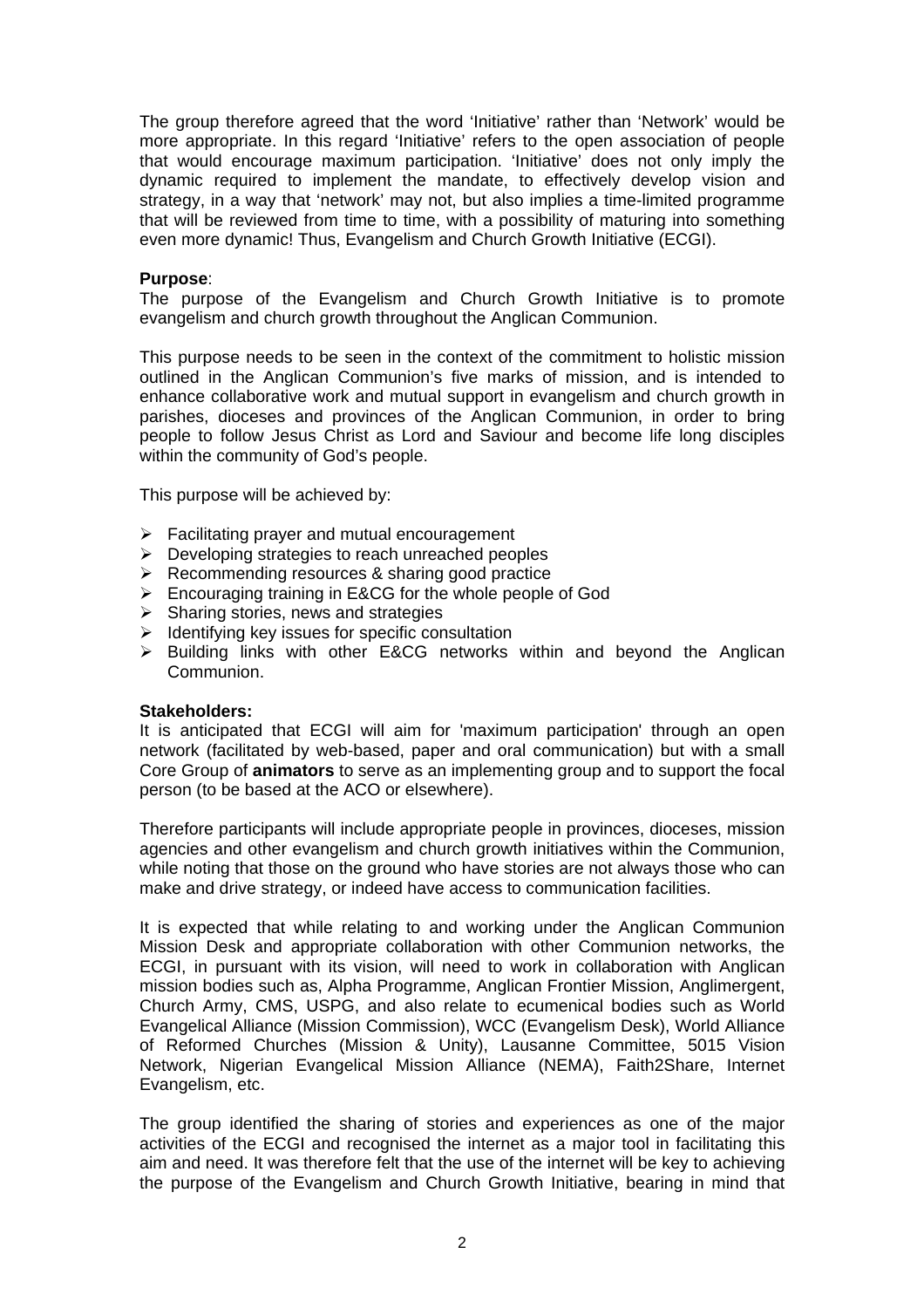The group therefore agreed that the word 'Initiative' rather than 'Network' would be more appropriate. In this regard 'Initiative' refers to the open association of people that would encourage maximum participation. 'Initiative' does not only imply the dynamic required to implement the mandate, to effectively develop vision and strategy, in a way that 'network' may not, but also implies a time-limited programme that will be reviewed from time to time, with a possibility of maturing into something even more dynamic! Thus, Evangelism and Church Growth Initiative (ECGI).

**Purpose**:

The purpose of the Evangelism and Church Growth Initiative is to promote evangelism and church growth throughout the Anglican Communion.

This purpose needs to be seen in the context of the commitment to holistic mission outlined in the Anglican Communion's five marks of mission, and is intended to enhance collaborative work and mutual support in evangelism and church growth in parishes, dioceses and provinces of the Anglican Communion, in order to bring people to follow Jesus Christ as Lord and Saviour and become life long disciples within the community of God's people.

This purpose will be achieved by:

- Facilitating prayer and mutual encouragement
- Developing strategies to reach unreached peoples
- Recommending resources & sharing good practice
- Encouraging training in E&CG for the whole people of God
- Sharing stories, news and strategies
- Identifying key issues for specific consultation
- Building links with other E&CG networks within and beyond the Anglican Communion.

**Stakeholders:**

It is anticipated that ECGI will aim for 'maximum participation' through an open network (facilitated by web-based, paper and oral communication) but with a small Core Group of **animators** to serve as an implementing group and to support the focal person (to be based at the ACO or elsewhere).

Therefore participants will include appropriate people in provinces, dioceses, mission agencies and other evangelism and church growth initiatives within the Communion, while noting that those on the ground who have stories are not always those who can make and drive strategy, or indeed have access to communication facilities.

It is expected that while relating to and working under the Anglican Communion Mission Desk and appropriate collaboration with other Communion networks, the ECGI, in pursuant with its vision, will need to work in collaboration with Anglican mission bodies such as, Alpha Programme, Anglican Frontier Mission, Anglimergent, Church Army, CMS, USPG, and also relate to ecumenical bodies such as World Evangelical Alliance (Mission Commission), WCC (Evangelism Desk), World Alliance of Reformed Churches (Mission & Unity), Lausanne Committee, 5015 Vision Network, Nigerian Evangelical Mission Alliance (NEMA), Faith2Share, Internet Evangelism, etc.

The group identified the sharing of stories and experiences as one of the major activities of the ECGI and recognised the internet as a major tool in facilitating this aim and need. It was therefore felt that the use of the internet will be key to achieving the purpose of the Evangelism and Church Growth Initiative, bearing in mind that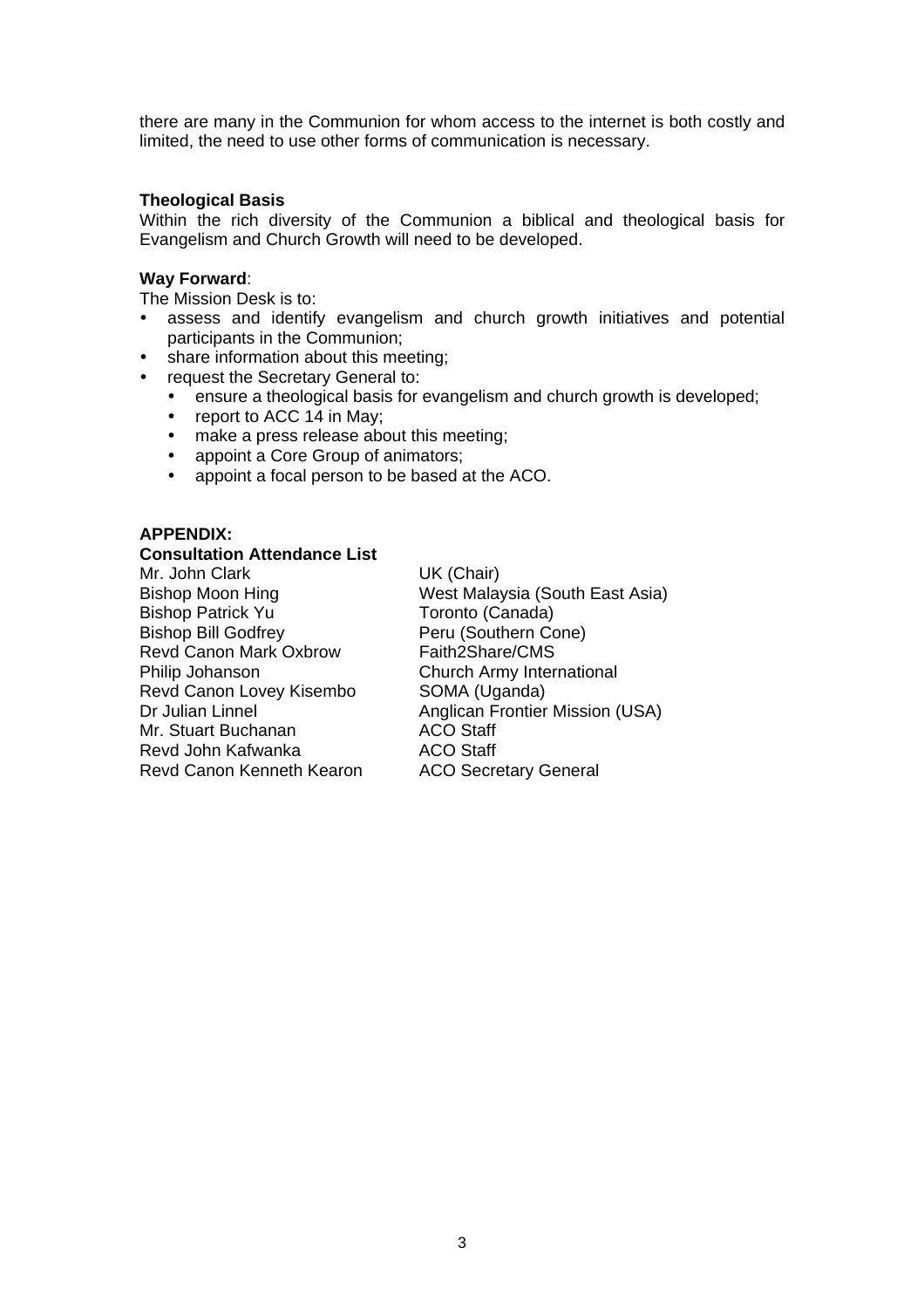there are many in the Communion for whom access to the internet is both costly and limited, the need to use other forms of communication is necessary.

**Theological Basis**

Within the rich diversity of the Communion a biblical and theological basis for Evangelism and Church Growth will need to be developed.

**Way Forward**:

The Mission Desk is to:

- assess and identify evangelism and church growth initiatives and potential participants in the Communion;
- share information about this meeting;
- request the Secretary General to:
  - ensure a theological basis for evangelism and church growth is developed;
  - report to ACC 14 in May;
  - make a press release about this meeting;
  - appoint a Core Group of animators;
  - appoint a focal person to be based at the ACO.

**APPENDIX:**

**Consultation Attendance List**

| | |
|---|---|
| Mr. John Clark | UK (Chair) |
| Bishop Moon Hing | West Malaysia (South East Asia) |
| Bishop Patrick Yu | Toronto (Canada) |
| Bishop Bill Godfrey | Peru (Southern Cone) |
| Revd Canon Mark Oxbrow | Faith2Share/CMS |
| Philip Johanson | Church Army International |
| Revd Canon Lovey Kisembo | SOMA (Uganda) |
| Dr Julian Linnel | Anglican Frontier Mission (USA) |
| Mr. Stuart Buchanan | ACO Staff |
| Revd John Kafwanka | ACO Staff |
| Revd Canon Kenneth Kearon | ACO Secretary General |